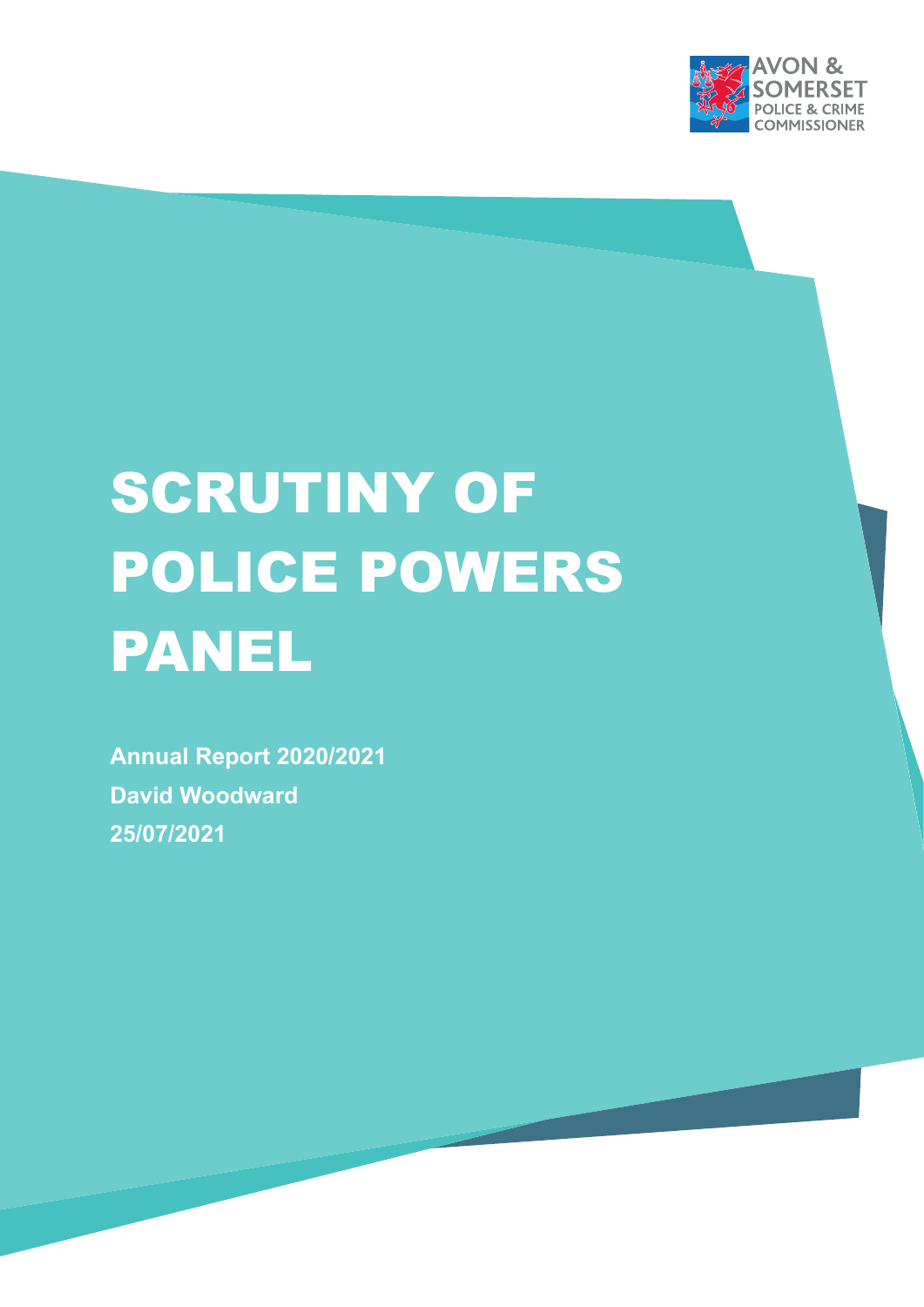AVON & SOMERSET POLICE & CRIME COMMISSIONER

# SCRUTINY OF POLICE POWERS PANEL

**Annual Report 2020/2021**

**David Woodward**

**25/07/2021**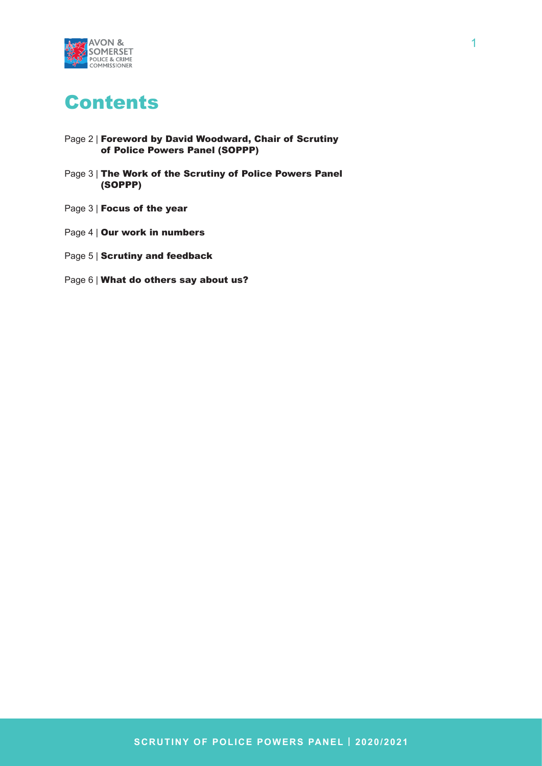# Contents

- Page 2 | **Foreword by David Woodward, Chair of Scrutiny of Police Powers Panel (SOPPP)**
- Page 3 | **The Work of the Scrutiny of Police Powers Panel (SOPPP)**
- Page 3 | **Focus of the year**
- Page 4 | **Our work in numbers**
- Page 5 | **Scrutiny and feedback**
- Page 6 | **What do others say about us?**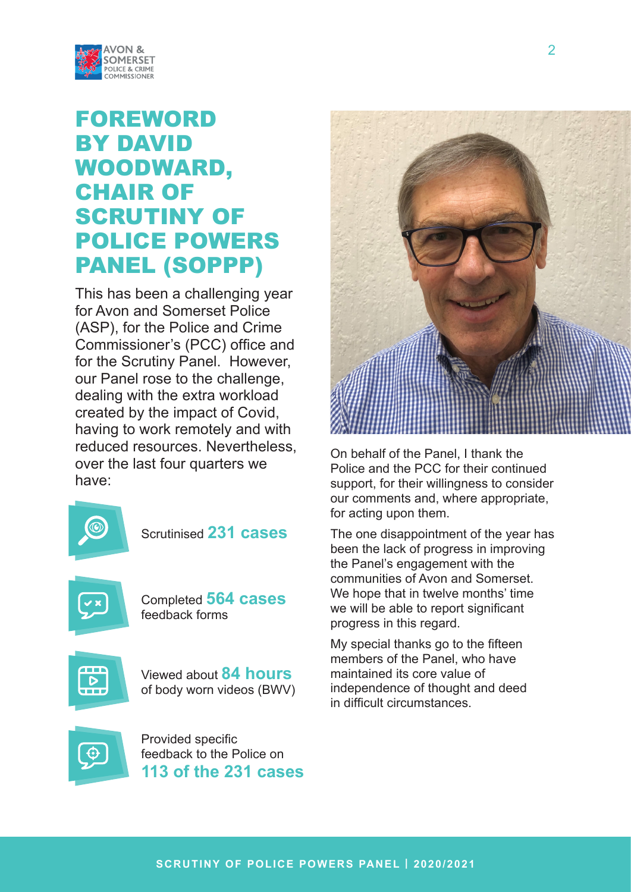# FOREWORD BY DAVID WOODWARD, CHAIR OF SCRUTINY OF POLICE POWERS PANEL (SOPPP)

This has been a challenging year for Avon and Somerset Police (ASP), for the Police and Crime Commissioner's (PCC) office and for the Scrutiny Panel. However, our Panel rose to the challenge, dealing with the extra workload created by the impact of Covid, having to work remotely and with reduced resources. Nevertheless, over the last four quarters we have:

- Scrutinised **231 cases**
- Completed **564 cases** feedback forms
- Viewed about **84 hours** of body worn videos (BWV)
- Provided specific feedback to the Police on **113 of the 231 cases**

On behalf of the Panel, I thank the Police and the PCC for their continued support, for their willingness to consider our comments and, where appropriate, for acting upon them.

The one disappointment of the year has been the lack of progress in improving the Panel's engagement with the communities of Avon and Somerset. We hope that in twelve months' time we will be able to report significant progress in this regard.

My special thanks go to the fifteen members of the Panel, who have maintained its core value of independence of thought and deed in difficult circumstances.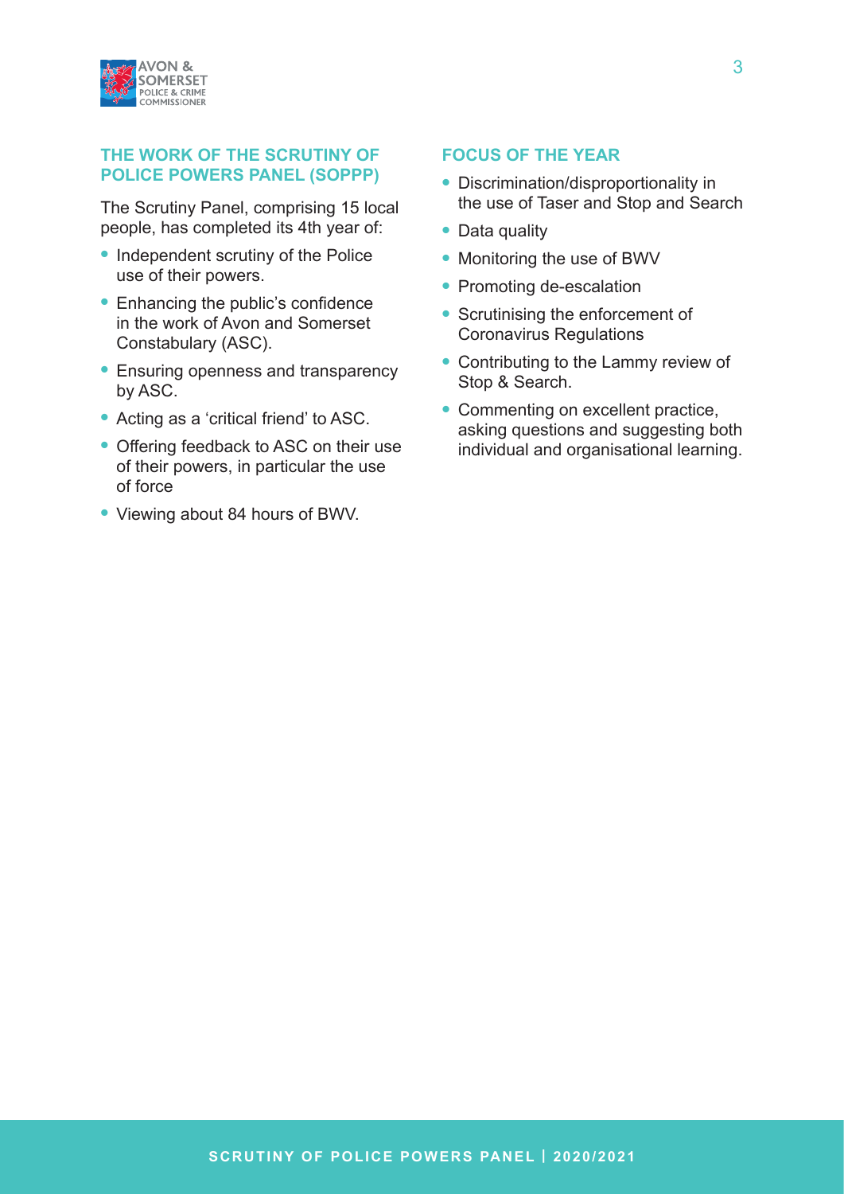## THE WORK OF THE SCRUTINY OF POLICE POWERS PANEL (SOPPP)

The Scrutiny Panel, comprising 15 local people, has completed its 4th year of:

- Independent scrutiny of the Police use of their powers.
- Enhancing the public's confidence in the work of Avon and Somerset Constabulary (ASC).
- Ensuring openness and transparency by ASC.
- Acting as a 'critical friend' to ASC.
- Offering feedback to ASC on their use of their powers, in particular the use of force
- Viewing about 84 hours of BWV.

## FOCUS OF THE YEAR

- Discrimination/disproportionality in the use of Taser and Stop and Search
- Data quality
- Monitoring the use of BWV
- Promoting de-escalation
- Scrutinising the enforcement of Coronavirus Regulations
- Contributing to the Lammy review of Stop & Search.
- Commenting on excellent practice, asking questions and suggesting both individual and organisational learning.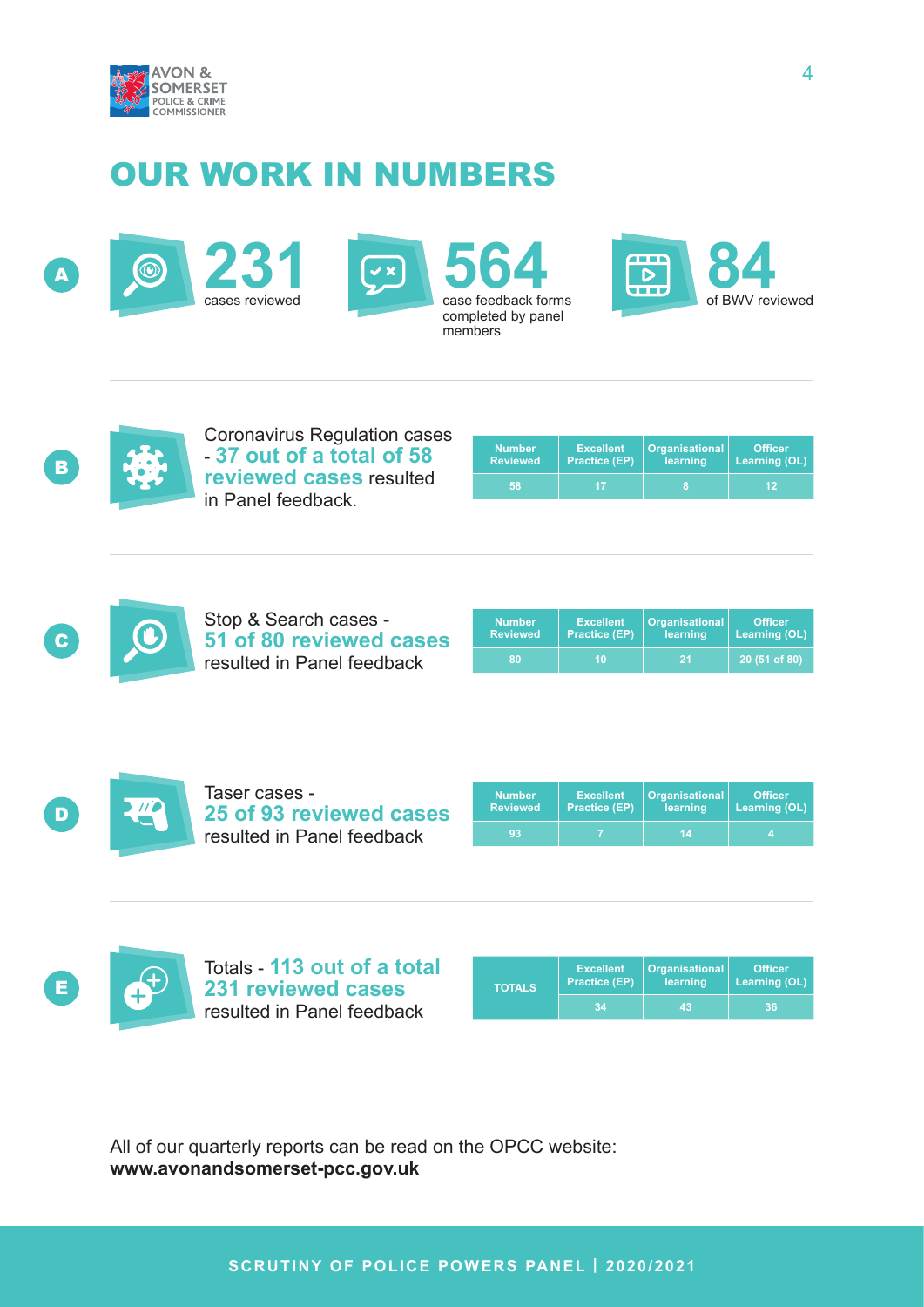# OUR WORK IN NUMBERS

**A**

**231** cases reviewed

**564** case feedback forms completed by panel members

**84** of BWV reviewed

**B**

Coronavirus Regulation cases - **37 out of a total of 58 reviewed cases** resulted in Panel feedback.

| Number Reviewed | Excellent Practice (EP) | Organisational learning | Officer Learning (OL) |
|---|---|---|---|
| 58 | 17 | 8 | 12 |

**C**

Stop & Search cases - **51 of 80 reviewed cases** resulted in Panel feedback

| Number Reviewed | Excellent Practice (EP) | Organisational learning | Officer Learning (OL) |
|---|---|---|---|
| 80 | 10 | 21 | 20 (51 of 80) |

**D**

Taser cases - **25 of 93 reviewed cases** resulted in Panel feedback

| Number Reviewed | Excellent Practice (EP) | Organisational learning | Officer Learning (OL) |
|---|---|---|---|
| 93 | 7 | 14 | 4 |

**E**

Totals - **113 out of a total 231 reviewed cases** resulted in Panel feedback

| TOTALS | Excellent Practice (EP) | Organisational learning | Officer Learning (OL) |
|---|---|---|---|
| | 34 | 43 | 36 |

All of our quarterly reports can be read on the OPCC website:
**www.avonandsomerset-pcc.gov.uk**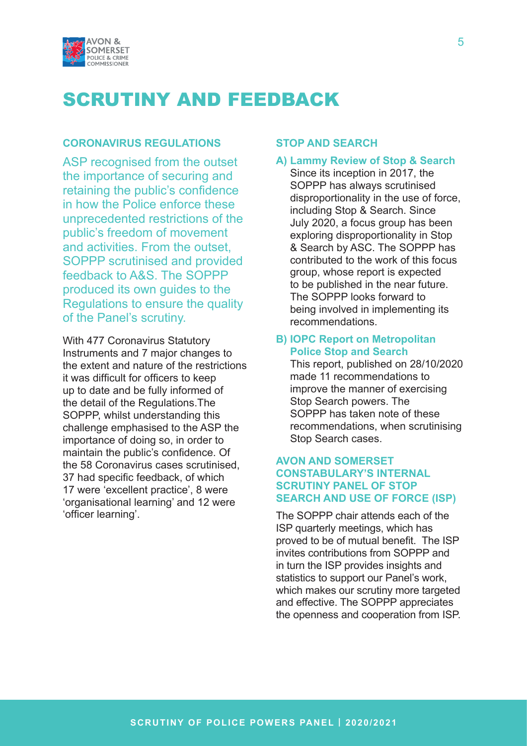# SCRUTINY AND FEEDBACK

## CORONAVIRUS REGULATIONS

ASP recognised from the outset the importance of securing and retaining the public's confidence in how the Police enforce these unprecedented restrictions of the public's freedom of movement and activities. From the outset, SOPPP scrutinised and provided feedback to A&S. The SOPPP produced its own guides to the Regulations to ensure the quality of the Panel's scrutiny.

With 477 Coronavirus Statutory Instruments and 7 major changes to the extent and nature of the restrictions it was difficult for officers to keep up to date and be fully informed of the detail of the Regulations.The SOPPP, whilst understanding this challenge emphasised to the ASP the importance of doing so, in order to maintain the public's confidence. Of the 58 Coronavirus cases scrutinised, 37 had specific feedback, of which 17 were 'excellent practice', 8 were 'organisational learning' and 12 were 'officer learning'.

## STOP AND SEARCH

**A) Lammy Review of Stop & Search**

Since its inception in 2017, the SOPPP has always scrutinised disproportionality in the use of force, including Stop & Search. Since July 2020, a focus group has been exploring disproportionality in Stop & Search by ASC. The SOPPP has contributed to the work of this focus group, whose report is expected to be published in the near future. The SOPPP looks forward to being involved in implementing its recommendations.

**B) IOPC Report on Metropolitan Police Stop and Search**

This report, published on 28/10/2020 made 11 recommendations to improve the manner of exercising Stop Search powers. The SOPPP has taken note of these recommendations, when scrutinising Stop Search cases.

## AVON AND SOMERSET CONSTABULARY'S INTERNAL SCRUTINY PANEL OF STOP SEARCH AND USE OF FORCE (ISP)

The SOPPP chair attends each of the ISP quarterly meetings, which has proved to be of mutual benefit. The ISP invites contributions from SOPPP and in turn the ISP provides insights and statistics to support our Panel's work, which makes our scrutiny more targeted and effective. The SOPPP appreciates the openness and cooperation from ISP.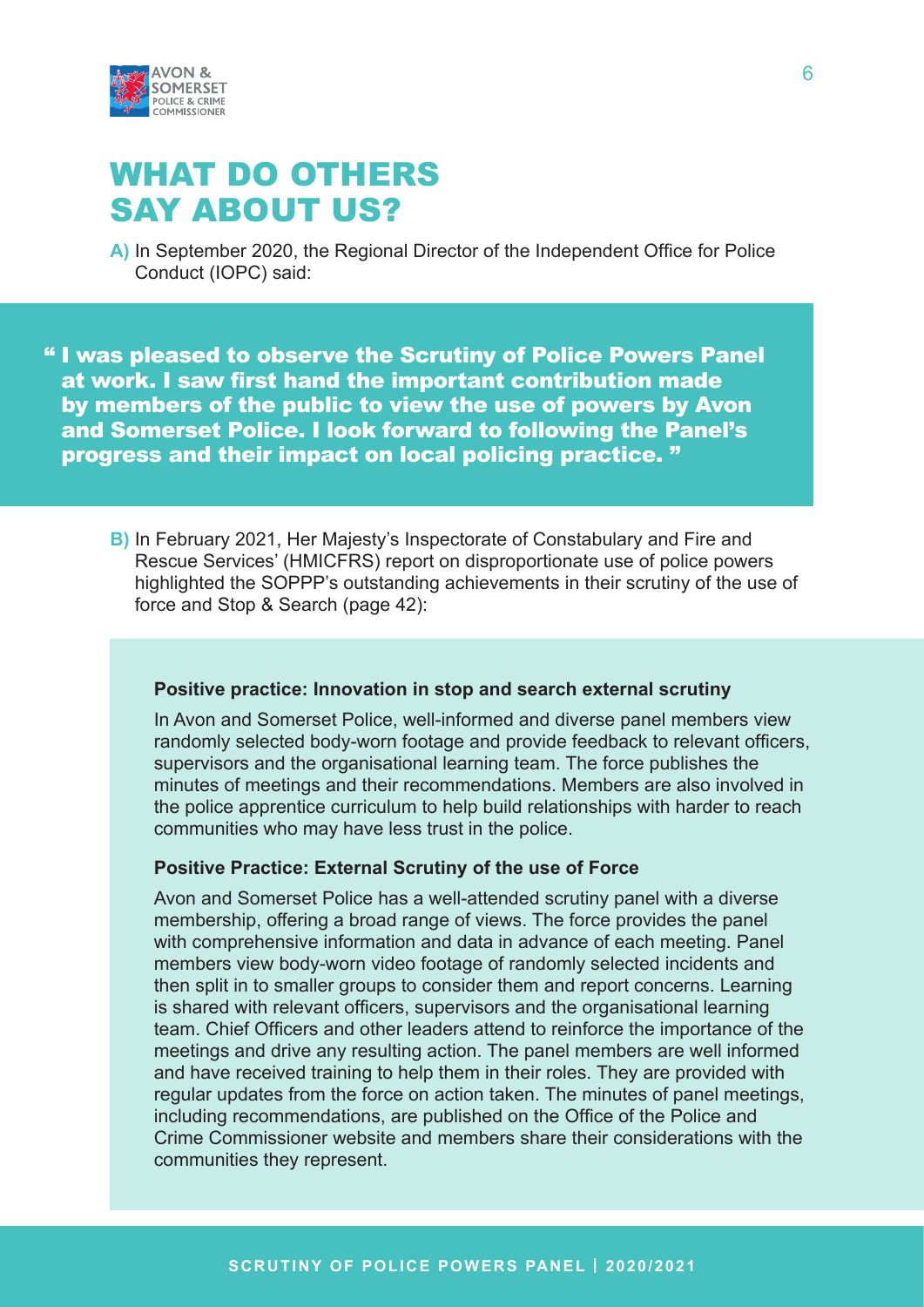# WHAT DO OTHERS SAY ABOUT US?

**A)** In September 2020, the Regional Director of the Independent Office for Police Conduct (IOPC) said:

> **" I was pleased to observe the Scrutiny of Police Powers Panel at work. I saw first hand the important contribution made by members of the public to view the use of powers by Avon and Somerset Police. I look forward to following the Panel's progress and their impact on local policing practice. "**

**B)** In February 2021, Her Majesty's Inspectorate of Constabulary and Fire and Rescue Services' (HMICFRS) report on disproportionate use of police powers highlighted the SOPPP's outstanding achievements in their scrutiny of the use of force and Stop & Search (page 42):

**Positive practice: Innovation in stop and search external scrutiny**

In Avon and Somerset Police, well-informed and diverse panel members view randomly selected body-worn footage and provide feedback to relevant officers, supervisors and the organisational learning team. The force publishes the minutes of meetings and their recommendations. Members are also involved in the police apprentice curriculum to help build relationships with harder to reach communities who may have less trust in the police.

**Positive Practice: External Scrutiny of the use of Force**

Avon and Somerset Police has a well-attended scrutiny panel with a diverse membership, offering a broad range of views. The force provides the panel with comprehensive information and data in advance of each meeting. Panel members view body-worn video footage of randomly selected incidents and then split in to smaller groups to consider them and report concerns. Learning is shared with relevant officers, supervisors and the organisational learning team. Chief Officers and other leaders attend to reinforce the importance of the meetings and drive any resulting action. The panel members are well informed and have received training to help them in their roles. They are provided with regular updates from the force on action taken. The minutes of panel meetings, including recommendations, are published on the Office of the Police and Crime Commissioner website and members share their considerations with the communities they represent.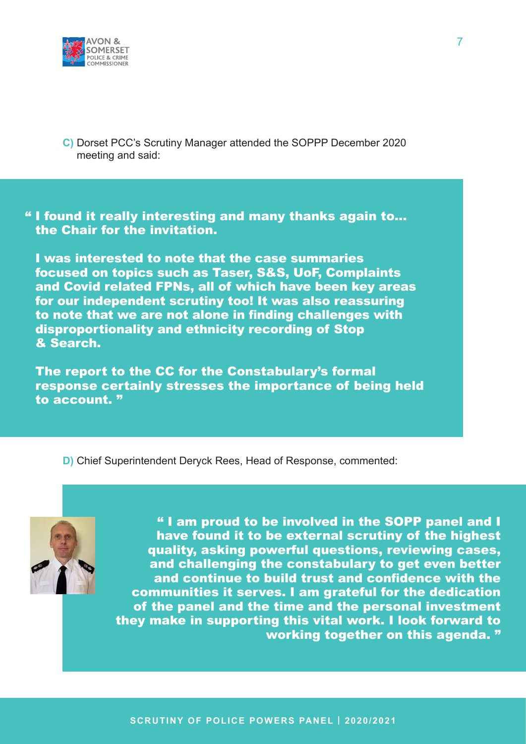**C)** Dorset PCC's Scrutiny Manager attended the SOPPP December 2020 meeting and said:

> **" I found it really interesting and many thanks again to... the Chair for the invitation.**
>
> **I was interested to note that the case summaries focused on topics such as Taser, S&S, UoF, Complaints and Covid related FPNs, all of which have been key areas for our independent scrutiny too! It was also reassuring to note that we are not alone in finding challenges with disproportionality and ethnicity recording of Stop & Search.**
>
> **The report to the CC for the Constabulary's formal response certainly stresses the importance of being held to account. "**

**D)** Chief Superintendent Deryck Rees, Head of Response, commented:

> **" I am proud to be involved in the SOPP panel and I have found it to be external scrutiny of the highest quality, asking powerful questions, reviewing cases, and challenging the constabulary to get even better and continue to build trust and confidence with the communities it serves. I am grateful for the dedication of the panel and the time and the personal investment they make in supporting this vital work. I look forward to working together on this agenda. "**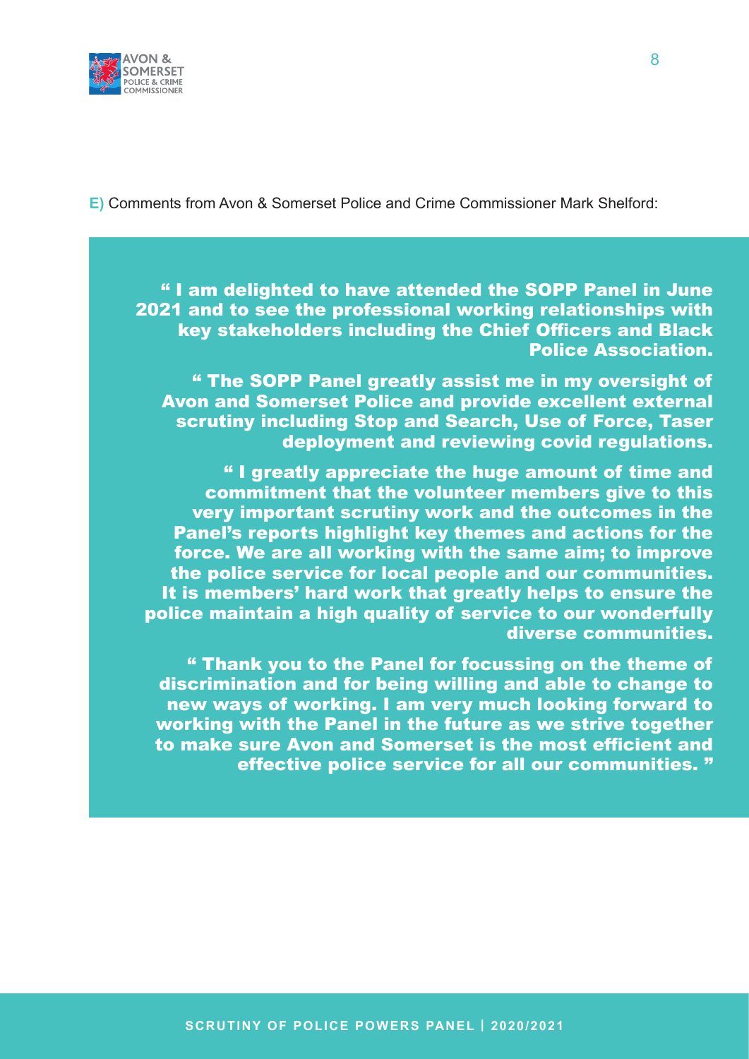**E)** Comments from Avon & Somerset Police and Crime Commissioner Mark Shelford:

> **“ I am delighted to have attended the SOPP Panel in June 2021 and to see the professional working relationships with key stakeholders including the Chief Officers and Black Police Association.**
>
> **“ The SOPP Panel greatly assist me in my oversight of Avon and Somerset Police and provide excellent external scrutiny including Stop and Search, Use of Force, Taser deployment and reviewing covid regulations.**
>
> **“ I greatly appreciate the huge amount of time and commitment that the volunteer members give to this very important scrutiny work and the outcomes in the Panel’s reports highlight key themes and actions for the force. We are all working with the same aim; to improve the police service for local people and our communities. It is members’ hard work that greatly helps to ensure the police maintain a high quality of service to our wonderfully diverse communities.**
>
> **“ Thank you to the Panel for focussing on the theme of discrimination and for being willing and able to change to new ways of working. I am very much looking forward to working with the Panel in the future as we strive together to make sure Avon and Somerset is the most efficient and effective police service for all our communities. ”**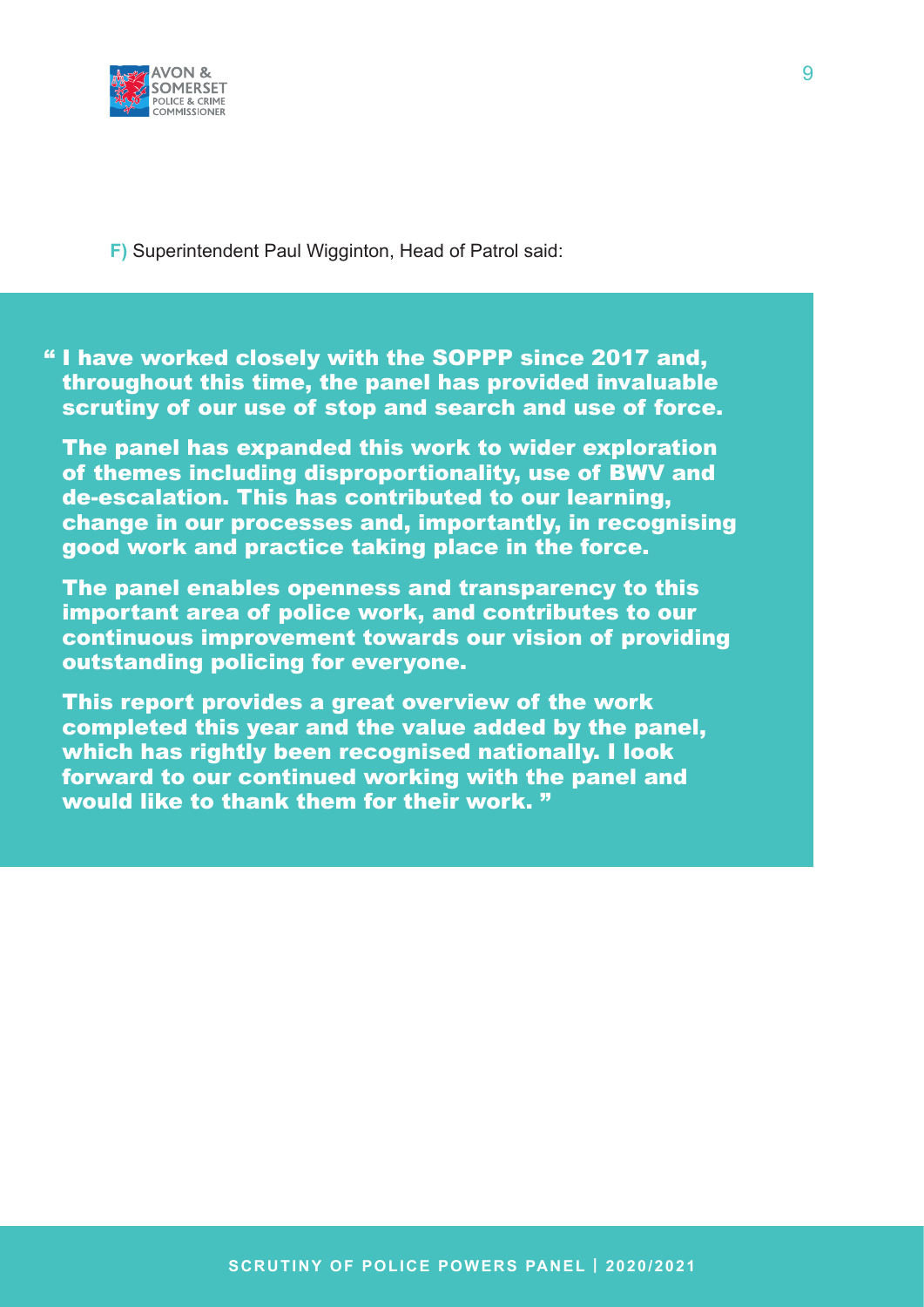**F)** Superintendent Paul Wigginton, Head of Patrol said:

> **" I have worked closely with the SOPPP since 2017 and, throughout this time, the panel has provided invaluable scrutiny of our use of stop and search and use of force.**
>
> **The panel has expanded this work to wider exploration of themes including disproportionality, use of BWV and de-escalation. This has contributed to our learning, change in our processes and, importantly, in recognising good work and practice taking place in the force.**
>
> **The panel enables openness and transparency to this important area of police work, and contributes to our continuous improvement towards our vision of providing outstanding policing for everyone.**
>
> **This report provides a great overview of the work completed this year and the value added by the panel, which has rightly been recognised nationally. I look forward to our continued working with the panel and would like to thank them for their work. "**